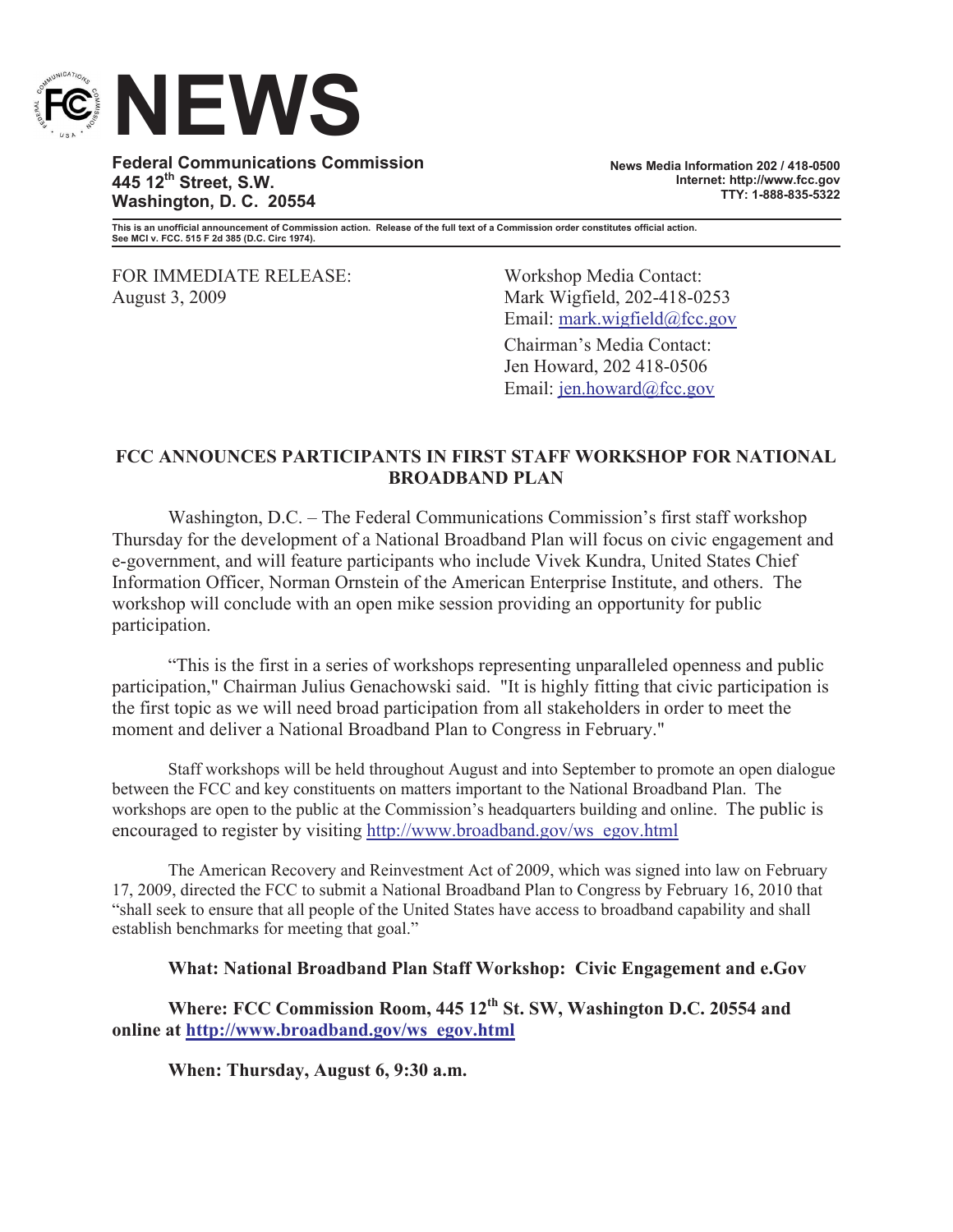# NEWS

**Federal Communications Commission**
**445 12th Street, S.W.**
**Washington, D. C. 20554**

**News Media Information 202 / 418-0500**
**Internet: http://www.fcc.gov**
**TTY: 1-888-835-5322**

**This is an unofficial announcement of Commission action. Release of the full text of a Commission order constitutes official action. See MCI v. FCC. 515 F 2d 385 (D.C. Circ 1974).**

FOR IMMEDIATE RELEASE:
August 3, 2009

Workshop Media Contact:
Mark Wigfield, 202-418-0253
Email: mark.wigfield@fcc.gov

Chairman's Media Contact:
Jen Howard, 202 418-0506
Email: jen.howard@fcc.gov

## FCC ANNOUNCES PARTICIPANTS IN FIRST STAFF WORKSHOP FOR NATIONAL BROADBAND PLAN

Washington, D.C. – The Federal Communications Commission's first staff workshop Thursday for the development of a National Broadband Plan will focus on civic engagement and e-government, and will feature participants who include Vivek Kundra, United States Chief Information Officer, Norman Ornstein of the American Enterprise Institute, and others. The workshop will conclude with an open mike session providing an opportunity for public participation.

"This is the first in a series of workshops representing unparalleled openness and public participation," Chairman Julius Genachowski said. "It is highly fitting that civic participation is the first topic as we will need broad participation from all stakeholders in order to meet the moment and deliver a National Broadband Plan to Congress in February."

Staff workshops will be held throughout August and into September to promote an open dialogue between the FCC and key constituents on matters important to the National Broadband Plan. The workshops are open to the public at the Commission's headquarters building and online. The public is encouraged to register by visiting http://www.broadband.gov/ws_egov.html

The American Recovery and Reinvestment Act of 2009, which was signed into law on February 17, 2009, directed the FCC to submit a National Broadband Plan to Congress by February 16, 2010 that "shall seek to ensure that all people of the United States have access to broadband capability and shall establish benchmarks for meeting that goal."

**What: National Broadband Plan Staff Workshop: Civic Engagement and e.Gov**

**Where: FCC Commission Room, 445 12th St. SW, Washington D.C. 20554 and online at http://www.broadband.gov/ws_egov.html**

**When: Thursday, August 6, 9:30 a.m.**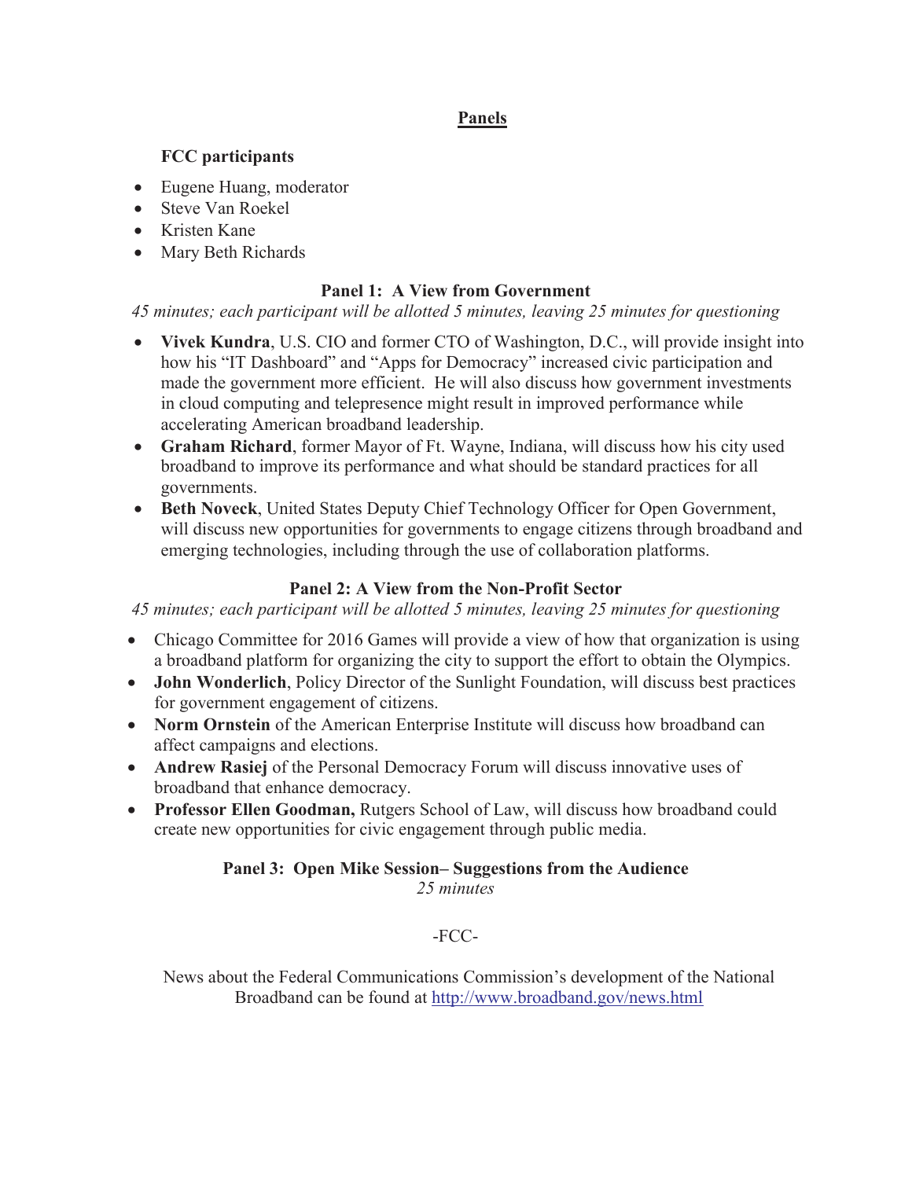## Panels

**FCC participants**

- Eugene Huang, moderator
- Steve Van Roekel
- Kristen Kane
- Mary Beth Richards

### Panel 1: A View from Government

*45 minutes; each participant will be allotted 5 minutes, leaving 25 minutes for questioning*

- **Vivek Kundra**, U.S. CIO and former CTO of Washington, D.C., will provide insight into how his "IT Dashboard" and "Apps for Democracy" increased civic participation and made the government more efficient. He will also discuss how government investments in cloud computing and telepresence might result in improved performance while accelerating American broadband leadership.
- **Graham Richard**, former Mayor of Ft. Wayne, Indiana, will discuss how his city used broadband to improve its performance and what should be standard practices for all governments.
- **Beth Noveck**, United States Deputy Chief Technology Officer for Open Government, will discuss new opportunities for governments to engage citizens through broadband and emerging technologies, including through the use of collaboration platforms.

### Panel 2: A View from the Non-Profit Sector

*45 minutes; each participant will be allotted 5 minutes, leaving 25 minutes for questioning*

- Chicago Committee for 2016 Games will provide a view of how that organization is using a broadband platform for organizing the city to support the effort to obtain the Olympics.
- **John Wonderlich**, Policy Director of the Sunlight Foundation, will discuss best practices for government engagement of citizens.
- **Norm Ornstein** of the American Enterprise Institute will discuss how broadband can affect campaigns and elections.
- **Andrew Rasiej** of the Personal Democracy Forum will discuss innovative uses of broadband that enhance democracy.
- **Professor Ellen Goodman,** Rutgers School of Law, will discuss how broadband could create new opportunities for civic engagement through public media.

### Panel 3: Open Mike Session– Suggestions from the Audience

*25 minutes*

-FCC-

News about the Federal Communications Commission's development of the National Broadband can be found at http://www.broadband.gov/news.html